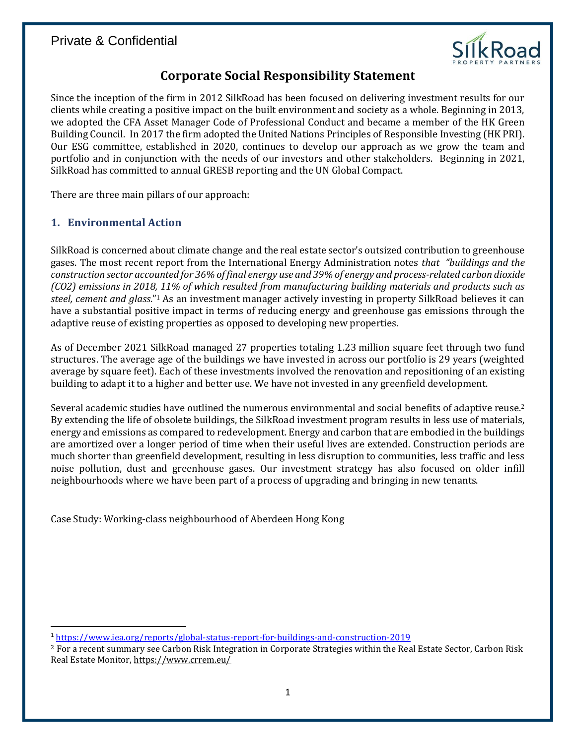Private & Confidential

# Corporate Social Responsibility Statement

Since the inception of the firm in 2012 SilkRoad has been focused on delivering investment results for our clients while creating a positive impact on the built environment and society as a whole. Beginning in 2013, we adopted the CFA Asset Manager Code of Professional Conduct and became a member of the HK Green Building Council. In 2017 the firm adopted the United Nations Principles of Responsible Investing (HK PRI). Our ESG committee, established in 2020, continues to develop our approach as we grow the team and portfolio and in conjunction with the needs of our investors and other stakeholders. Beginning in 2021, SilkRoad has committed to annual GRESB reporting and the UN Global Compact.

There are three main pillars of our approach:

## 1. Environmental Action

SilkRoad is concerned about climate change and the real estate sector's outsized contribution to greenhouse gases. The most recent report from the International Energy Administration notes *that "buildings and the construction sector accounted for 36% of final energy use and 39% of energy and process-related carbon dioxide (CO2) emissions in 2018, 11% of which resulted from manufacturing building materials and products such as steel, cement and glass*."[1] As an investment manager actively investing in property SilkRoad believes it can have a substantial positive impact in terms of reducing energy and greenhouse gas emissions through the adaptive reuse of existing properties as opposed to developing new properties.

As of December 2021 SilkRoad managed 27 properties totaling 1.23 million square feet through two fund structures. The average age of the buildings we have invested in across our portfolio is 29 years (weighted average by square feet). Each of these investments involved the renovation and repositioning of an existing building to adapt it to a higher and better use. We have not invested in any greenfield development.

Several academic studies have outlined the numerous environmental and social benefits of adaptive reuse.[2] By extending the life of obsolete buildings, the SilkRoad investment program results in less use of materials, energy and emissions as compared to redevelopment. Energy and carbon that are embodied in the buildings are amortized over a longer period of time when their useful lives are extended. Construction periods are much shorter than greenfield development, resulting in less disruption to communities, less traffic and less noise pollution, dust and greenhouse gases. Our investment strategy has also focused on older infill neighbourhoods where we have been part of a process of upgrading and bringing in new tenants.

Case Study: Working-class neighbourhood of Aberdeen Hong Kong

---

[1] https://www.iea.org/reports/global-status-report-for-buildings-and-construction-2019

[2] For a recent summary see Carbon Risk Integration in Corporate Strategies within the Real Estate Sector, Carbon Risk Real Estate Monitor, https://www.crrem.eu/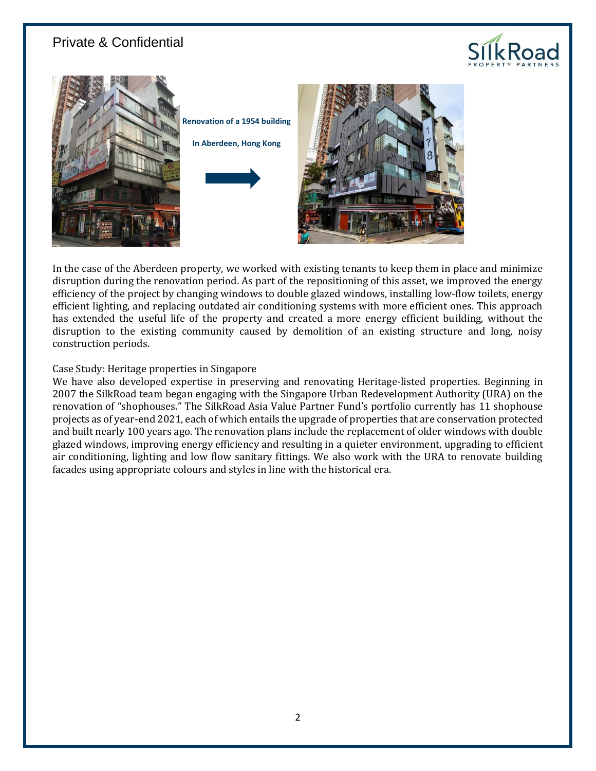Renovation of a 1954 building

In Aberdeen, Hong Kong

In the case of the Aberdeen property, we worked with existing tenants to keep them in place and minimize disruption during the renovation period. As part of the repositioning of this asset, we improved the energy efficiency of the project by changing windows to double glazed windows, installing low-flow toilets, energy efficient lighting, and replacing outdated air conditioning systems with more efficient ones. This approach has extended the useful life of the property and created a more energy efficient building, without the disruption to the existing community caused by demolition of an existing structure and long, noisy construction periods.

Case Study: Heritage properties in Singapore

We have also developed expertise in preserving and renovating Heritage-listed properties. Beginning in 2007 the SilkRoad team began engaging with the Singapore Urban Redevelopment Authority (URA) on the renovation of "shophouses." The SilkRoad Asia Value Partner Fund's portfolio currently has 11 shophouse projects as of year-end 2021, each of which entails the upgrade of properties that are conservation protected and built nearly 100 years ago. The renovation plans include the replacement of older windows with double glazed windows, improving energy efficiency and resulting in a quieter environment, upgrading to efficient air conditioning, lighting and low flow sanitary fittings. We also work with the URA to renovate building facades using appropriate colours and styles in line with the historical era.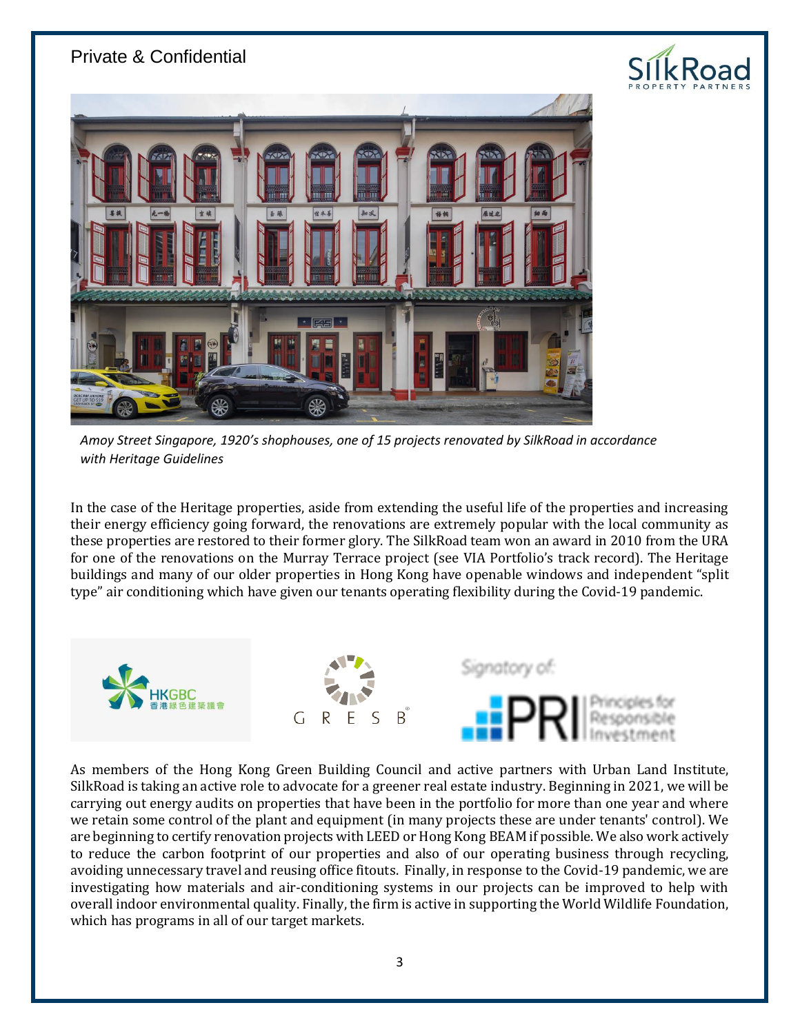*Amoy Street Singapore, 1920's shophouses, one of 15 projects renovated by SilkRoad in accordance with Heritage Guidelines*

In the case of the Heritage properties, aside from extending the useful life of the properties and increasing their energy efficiency going forward, the renovations are extremely popular with the local community as these properties are restored to their former glory. The SilkRoad team won an award in 2010 from the URA for one of the renovations on the Murray Terrace project (see VIA Portfolio's track record). The Heritage buildings and many of our older properties in Hong Kong have openable windows and independent "split type" air conditioning which have given our tenants operating flexibility during the Covid-19 pandemic.

As members of the Hong Kong Green Building Council and active partners with Urban Land Institute, SilkRoad is taking an active role to advocate for a greener real estate industry. Beginning in 2021, we will be carrying out energy audits on properties that have been in the portfolio for more than one year and where we retain some control of the plant and equipment (in many projects these are under tenants' control). We are beginning to certify renovation projects with LEED or Hong Kong BEAM if possible. We also work actively to reduce the carbon footprint of our properties and also of our operating business through recycling, avoiding unnecessary travel and reusing office fitouts. Finally, in response to the Covid-19 pandemic, we are investigating how materials and air-conditioning systems in our projects can be improved to help with overall indoor environmental quality. Finally, the firm is active in supporting the World Wildlife Foundation, which has programs in all of our target markets.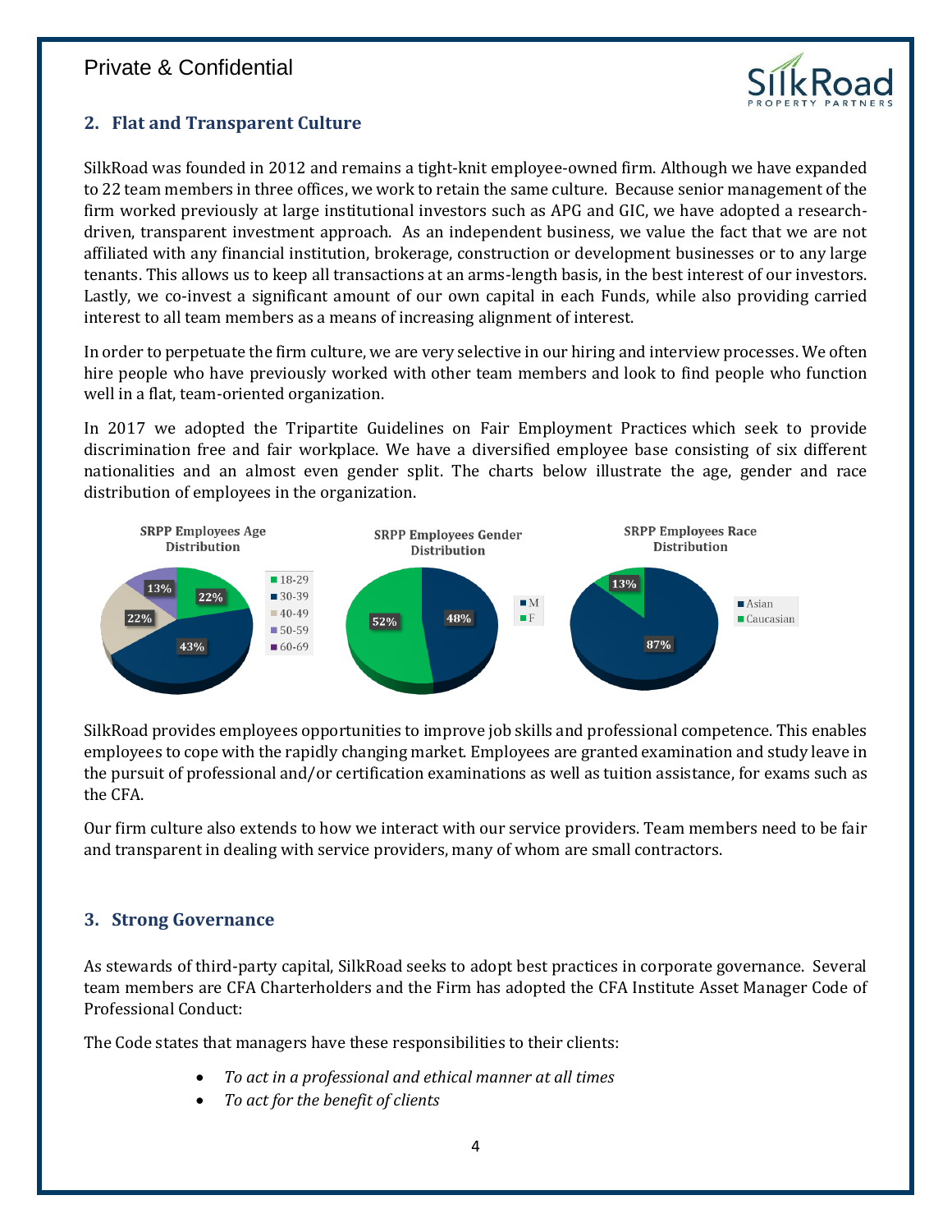## 2. Flat and Transparent Culture

SilkRoad was founded in 2012 and remains a tight-knit employee-owned firm. Although we have expanded to 22 team members in three offices, we work to retain the same culture. Because senior management of the firm worked previously at large institutional investors such as APG and GIC, we have adopted a research-driven, transparent investment approach. As an independent business, we value the fact that we are not affiliated with any financial institution, brokerage, construction or development businesses or to any large tenants. This allows us to keep all transactions at an arms-length basis, in the best interest of our investors. Lastly, we co-invest a significant amount of our own capital in each Funds, while also providing carried interest to all team members as a means of increasing alignment of interest.

In order to perpetuate the firm culture, we are very selective in our hiring and interview processes. We often hire people who have previously worked with other team members and look to find people who function well in a flat, team-oriented organization.

In 2017 we adopted the Tripartite Guidelines on Fair Employment Practices which seek to provide discrimination free and fair workplace. We have a diversified employee base consisting of six different nationalities and an almost even gender split. The charts below illustrate the age, gender and race distribution of employees in the organization.

**SRPP Employees Age Distribution**

| Age | % |
|---|---|
| 18-29 | 22% |
| 30-39 | 43% |
| 40-49 | 22% |
| 50-59 | 13% |
| 60-69 | |

**SRPP Employees Gender Distribution**

| Gender | % |
|---|---|
| M | 48% |
| F | 52% |

**SRPP Employees Race Distribution**

| Race | % |
|---|---|
| Asian | 87% |
| Caucasian | 13% |

SilkRoad provides employees opportunities to improve job skills and professional competence. This enables employees to cope with the rapidly changing market. Employees are granted examination and study leave in the pursuit of professional and/or certification examinations as well as tuition assistance, for exams such as the CFA.

Our firm culture also extends to how we interact with our service providers. Team members need to be fair and transparent in dealing with service providers, many of whom are small contractors.

## 3. Strong Governance

As stewards of third-party capital, SilkRoad seeks to adopt best practices in corporate governance. Several team members are CFA Charterholders and the Firm has adopted the CFA Institute Asset Manager Code of Professional Conduct:

The Code states that managers have these responsibilities to their clients:

- *To act in a professional and ethical manner at all times*
- *To act for the benefit of clients*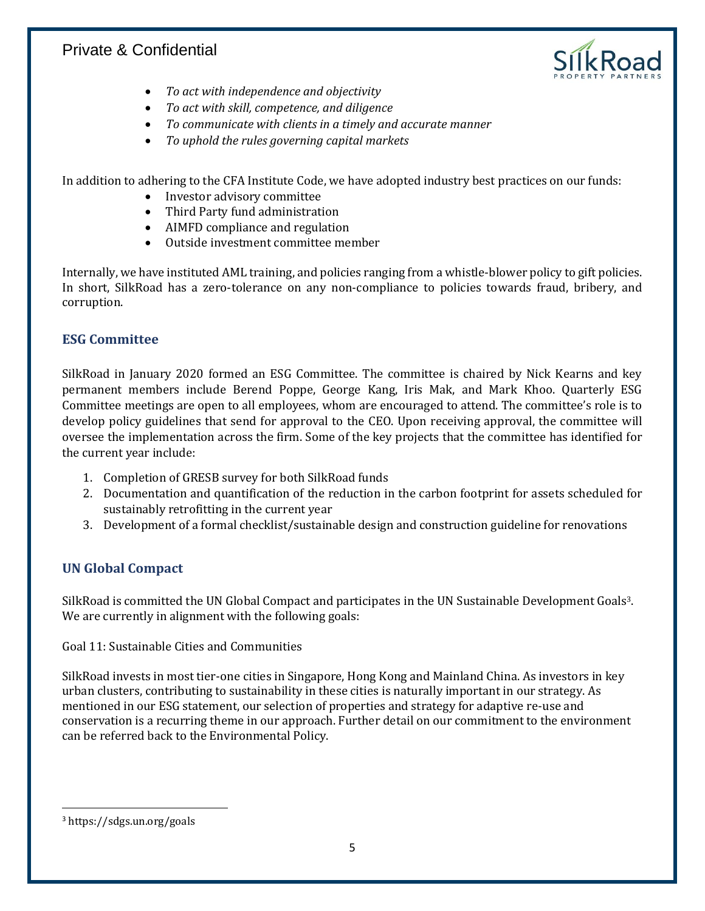- *To act with independence and objectivity*
- *To act with skill, competence, and diligence*
- *To communicate with clients in a timely and accurate manner*
- *To uphold the rules governing capital markets*

In addition to adhering to the CFA Institute Code, we have adopted industry best practices on our funds:

- Investor advisory committee
- Third Party fund administration
- AIMFD compliance and regulation
- Outside investment committee member

Internally, we have instituted AML training, and policies ranging from a whistle-blower policy to gift policies. In short, SilkRoad has a zero-tolerance on any non-compliance to policies towards fraud, bribery, and corruption.

## ESG Committee

SilkRoad in January 2020 formed an ESG Committee. The committee is chaired by Nick Kearns and key permanent members include Berend Poppe, George Kang, Iris Mak, and Mark Khoo. Quarterly ESG Committee meetings are open to all employees, whom are encouraged to attend. The committee's role is to develop policy guidelines that send for approval to the CEO. Upon receiving approval, the committee will oversee the implementation across the firm. Some of the key projects that the committee has identified for the current year include:

1. Completion of GRESB survey for both SilkRoad funds
2. Documentation and quantification of the reduction in the carbon footprint for assets scheduled for sustainably retrofitting in the current year
3. Development of a formal checklist/sustainable design and construction guideline for renovations

## UN Global Compact

SilkRoad is committed the UN Global Compact and participates in the UN Sustainable Development Goals[3]. We are currently in alignment with the following goals:

Goal 11: Sustainable Cities and Communities

SilkRoad invests in most tier-one cities in Singapore, Hong Kong and Mainland China. As investors in key urban clusters, contributing to sustainability in these cities is naturally important in our strategy. As mentioned in our ESG statement, our selection of properties and strategy for adaptive re-use and conservation is a recurring theme in our approach. Further detail on our commitment to the environment can be referred back to the Environmental Policy.

---

[3] https://sdgs.un.org/goals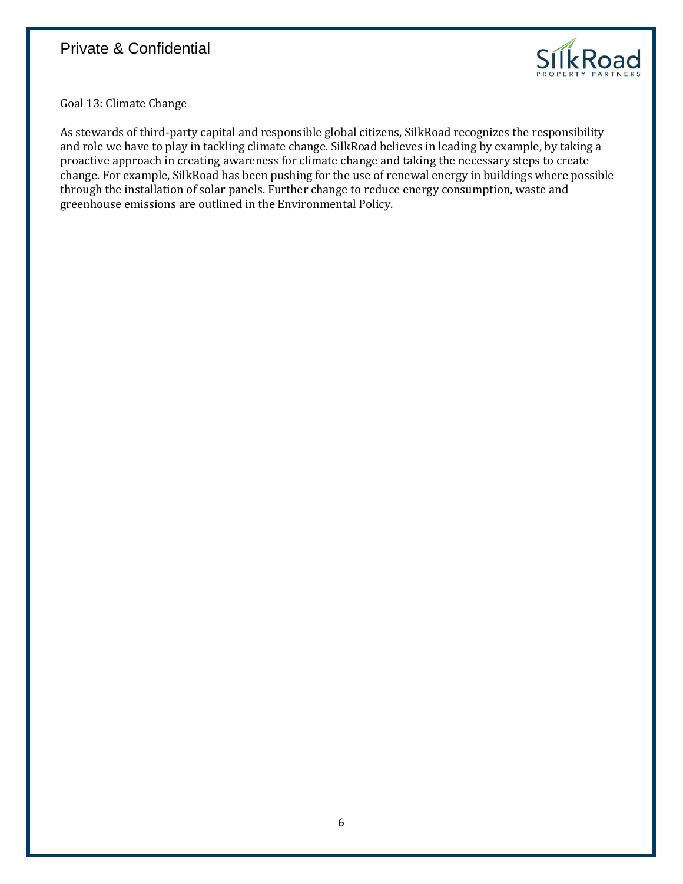Goal 13: Climate Change

As stewards of third-party capital and responsible global citizens, SilkRoad recognizes the responsibility and role we have to play in tackling climate change. SilkRoad believes in leading by example, by taking a proactive approach in creating awareness for climate change and taking the necessary steps to create change. For example, SilkRoad has been pushing for the use of renewal energy in buildings where possible through the installation of solar panels. Further change to reduce energy consumption, waste and greenhouse emissions are outlined in the Environmental Policy.